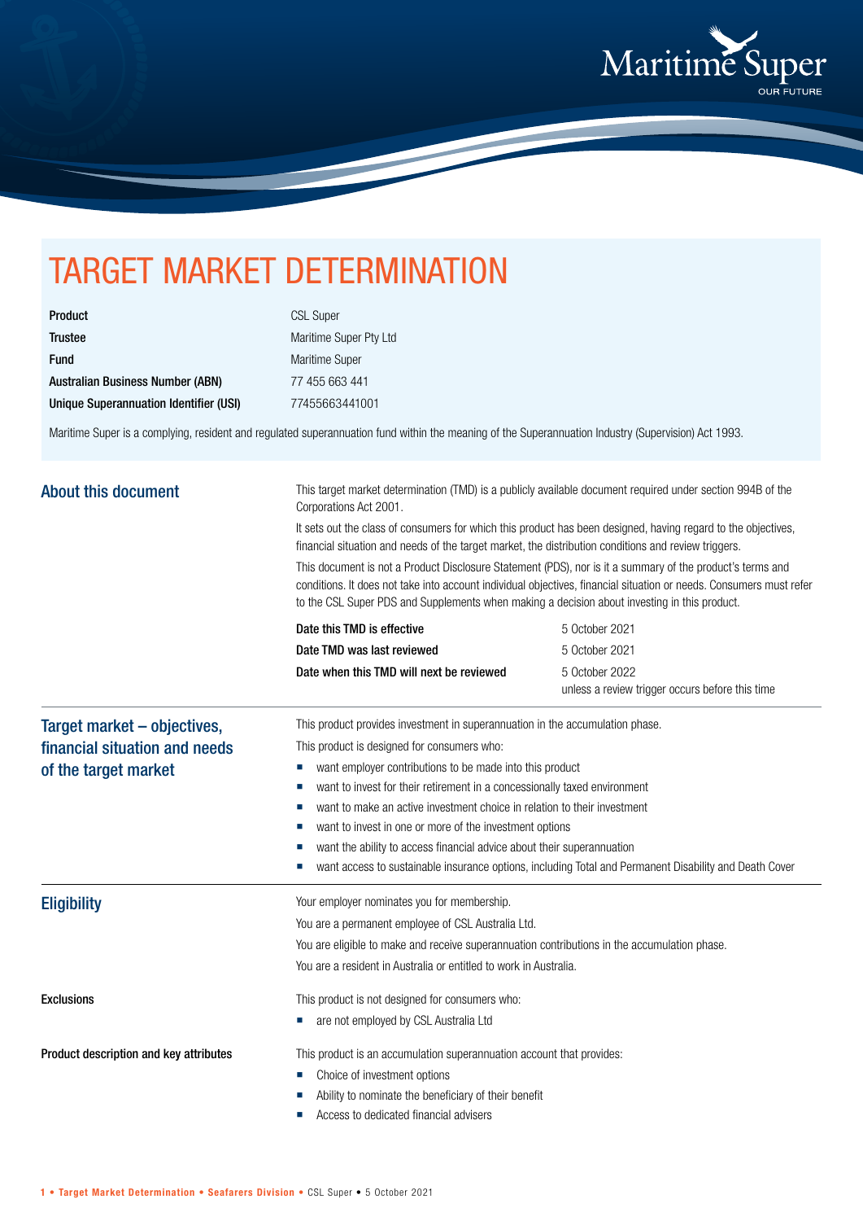# TARGET MARKET DETERMINATION

| | |
|---|---|
| **Product** | CSL Super |
| **Trustee** | Maritime Super Pty Ltd |
| **Fund** | Maritime Super |
| **Australian Business Number (ABN)** | 77 455 663 441 |
| **Unique Superannuation Identifier (USI)** | 77455663441001 |

Maritime Super is a complying, resident and regulated superannuation fund within the meaning of the Superannuation Industry (Supervision) Act 1993.

## About this document

This target market determination (TMD) is a publicly available document required under section 994B of the Corporations Act 2001.

It sets out the class of consumers for which this product has been designed, having regard to the objectives, financial situation and needs of the target market, the distribution conditions and review triggers.

This document is not a Product Disclosure Statement (PDS), nor is it a summary of the product's terms and conditions. It does not take into account individual objectives, financial situation or needs. Consumers must refer to the CSL Super PDS and Supplements when making a decision about investing in this product.

| | |
|---|---|
| **Date this TMD is effective** | 5 October 2021 |
| **Date TMD was last reviewed** | 5 October 2021 |
| **Date when this TMD will next be reviewed** | 5 October 2022 unless a review trigger occurs before this time |

## Target market – objectives, financial situation and needs of the target market

This product provides investment in superannuation in the accumulation phase.

This product is designed for consumers who:

- want employer contributions to be made into this product
- want to invest for their retirement in a concessionally taxed environment
- want to make an active investment choice in relation to their investment
- want to invest in one or more of the investment options
- want the ability to access financial advice about their superannuation
- want access to sustainable insurance options, including Total and Permanent Disability and Death Cover

## Eligibility

Your employer nominates you for membership.

You are a permanent employee of CSL Australia Ltd.

You are eligible to make and receive superannuation contributions in the accumulation phase.

You are a resident in Australia or entitled to work in Australia.

### Exclusions

This product is not designed for consumers who:

- are not employed by CSL Australia Ltd

### Product description and key attributes

This product is an accumulation superannuation account that provides:

- Choice of investment options
- Ability to nominate the beneficiary of their benefit
- Access to dedicated financial advisers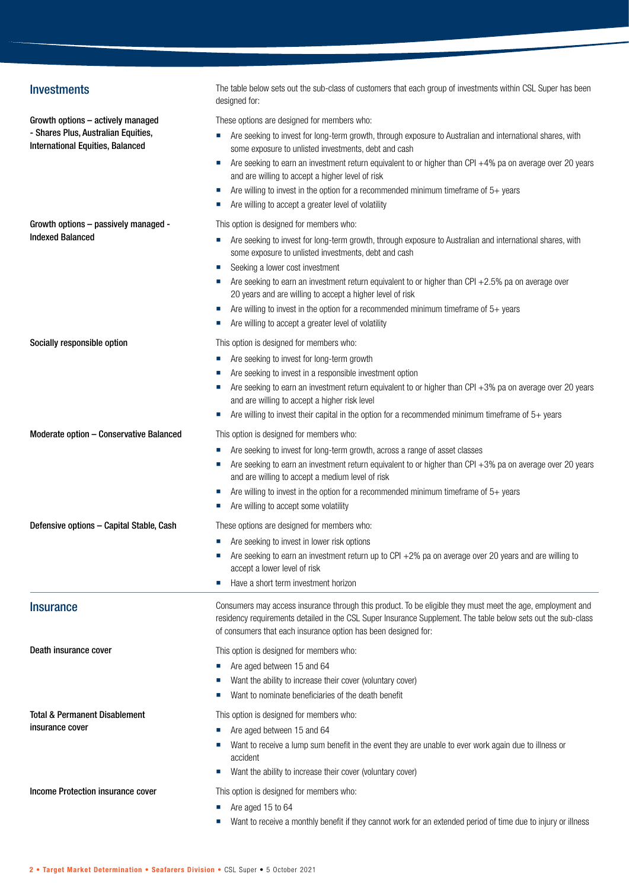## Investments

The table below sets out the sub-class of customers that each group of investments within CSL Super has been designed for:

**Growth options – actively managed - Shares Plus, Australian Equities, International Equities, Balanced**

These options are designed for members who:

- Are seeking to invest for long-term growth, through exposure to Australian and international shares, with some exposure to unlisted investments, debt and cash
- Are seeking to earn an investment return equivalent to or higher than CPI +4% pa on average over 20 years and are willing to accept a higher level of risk
- Are willing to invest in the option for a recommended minimum timeframe of 5+ years
- Are willing to accept a greater level of volatility

**Growth options – passively managed - Indexed Balanced**

This option is designed for members who:

- Are seeking to invest for long-term growth, through exposure to Australian and international shares, with some exposure to unlisted investments, debt and cash
- Seeking a lower cost investment
- Are seeking to earn an investment return equivalent to or higher than CPI +2.5% pa on average over 20 years and are willing to accept a higher level of risk
- Are willing to invest in the option for a recommended minimum timeframe of 5+ years
- Are willing to accept a greater level of volatility

**Socially responsible option**

This option is designed for members who:

- Are seeking to invest for long-term growth
- Are seeking to invest in a responsible investment option
- Are seeking to earn an investment return equivalent to or higher than CPI +3% pa on average over 20 years and are willing to accept a higher risk level
- Are willing to invest their capital in the option for a recommended minimum timeframe of 5+ years

**Moderate option – Conservative Balanced**

This option is designed for members who:

- Are seeking to invest for long-term growth, across a range of asset classes
- Are seeking to earn an investment return equivalent to or higher than CPI +3% pa on average over 20 years and are willing to accept a medium level of risk
- Are willing to invest in the option for a recommended minimum timeframe of 5+ years
- Are willing to accept some volatility

**Defensive options – Capital Stable, Cash**

These options are designed for members who:

- Are seeking to invest in lower risk options
- Are seeking to earn an investment return up to CPI +2% pa on average over 20 years and are willing to accept a lower level of risk
- Have a short term investment horizon

## Insurance

Consumers may access insurance through this product. To be eligible they must meet the age, employment and residency requirements detailed in the CSL Super Insurance Supplement. The table below sets out the sub-class of consumers that each insurance option has been designed for:

**Death insurance cover**

This option is designed for members who:

- Are aged between 15 and 64
- Want the ability to increase their cover (voluntary cover)
- Want to nominate beneficiaries of the death benefit

**Total & Permanent Disablement insurance cover**

This option is designed for members who:

- Are aged between 15 and 64
- Want to receive a lump sum benefit in the event they are unable to ever work again due to illness or accident
- Want the ability to increase their cover (voluntary cover)

**Income Protection insurance cover**

This option is designed for members who:

- Are aged 15 to 64
- Want to receive a monthly benefit if they cannot work for an extended period of time due to injury or illness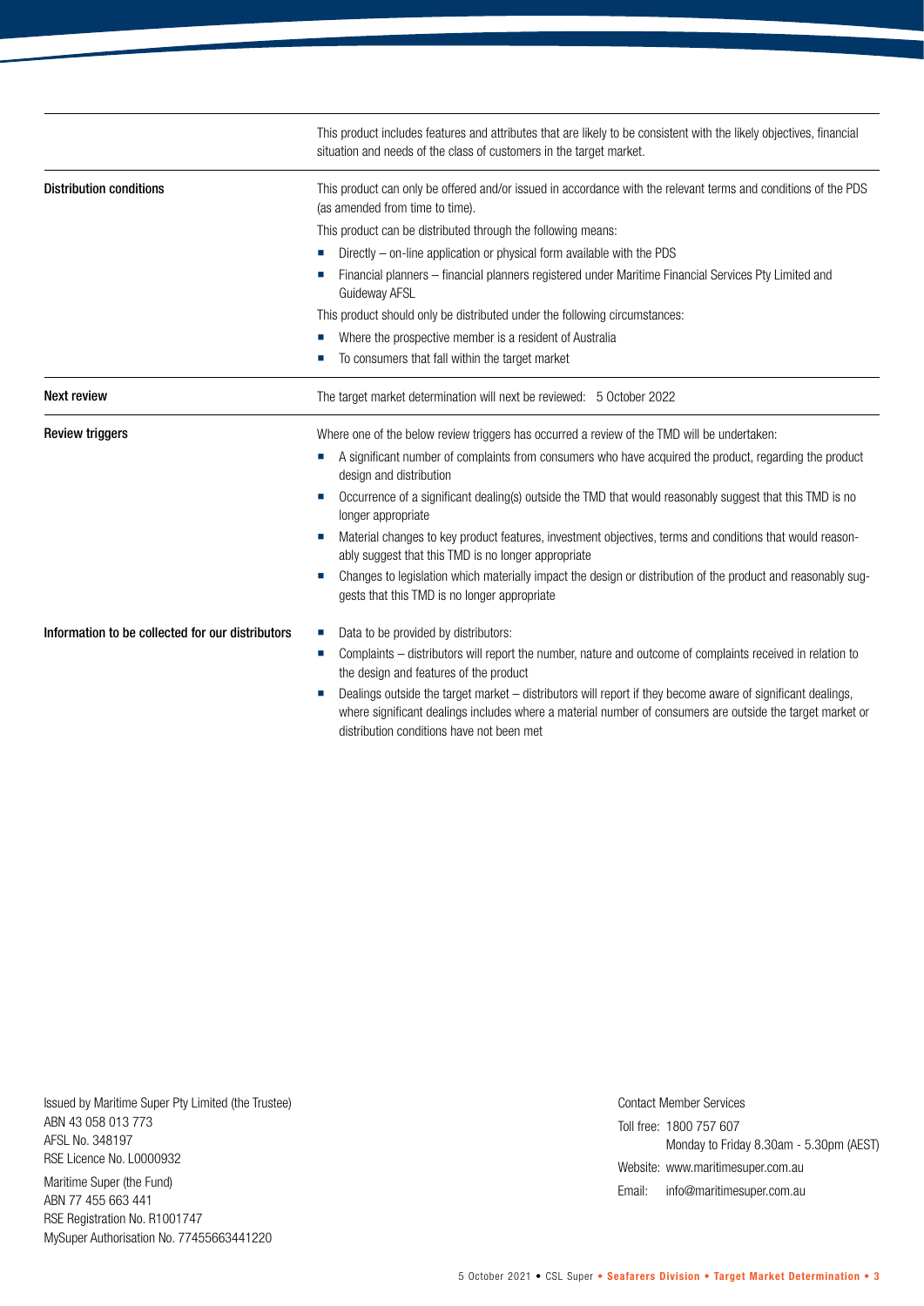| | |
|---|---|
| | This product includes features and attributes that are likely to be consistent with the likely objectives, financial situation and needs of the class of customers in the target market. |
| **Distribution conditions** | This product can only be offered and/or issued in accordance with the relevant terms and conditions of the PDS (as amended from time to time).<br>This product can be distributed through the following means:<br>▪ Directly – on-line application or physical form available with the PDS<br>▪ Financial planners – financial planners registered under Maritime Financial Services Pty Limited and Guideway AFSL<br>This product should only be distributed under the following circumstances:<br>▪ Where the prospective member is a resident of Australia<br>▪ To consumers that fall within the target market |
| **Next review** | The target market determination will next be reviewed: 5 October 2022 |
| **Review triggers** | Where one of the below review triggers has occurred a review of the TMD will be undertaken:<br>▪ A significant number of complaints from consumers who have acquired the product, regarding the product design and distribution<br>▪ Occurrence of a significant dealing(s) outside the TMD that would reasonably suggest that this TMD is no longer appropriate<br>▪ Material changes to key product features, investment objectives, terms and conditions that would reasonably suggest that this TMD is no longer appropriate<br>▪ Changes to legislation which materially impact the design or distribution of the product and reasonably suggests that this TMD is no longer appropriate |
| **Information to be collected for our distributors** | ▪ Data to be provided by distributors:<br>▪ Complaints – distributors will report the number, nature and outcome of complaints received in relation to the design and features of the product<br>▪ Dealings outside the target market – distributors will report if they become aware of significant dealings, where significant dealings includes where a material number of consumers are outside the target market or distribution conditions have not been met |

Issued by Maritime Super Pty Limited (the Trustee)
ABN 43 058 013 773
AFSL No. 348197
RSE Licence No. L0000932

Maritime Super (the Fund)
ABN 77 455 663 441
RSE Registration No. R1001747
MySuper Authorisation No. 77455663441220

Contact Member Services

Toll free: 1800 757 607
Monday to Friday 8.30am - 5.30pm (AEST)

Website: www.maritimesuper.com.au

Email: info@maritimesuper.com.au

5 October 2021 • CSL Super • Seafarers Division • Target Market Determination